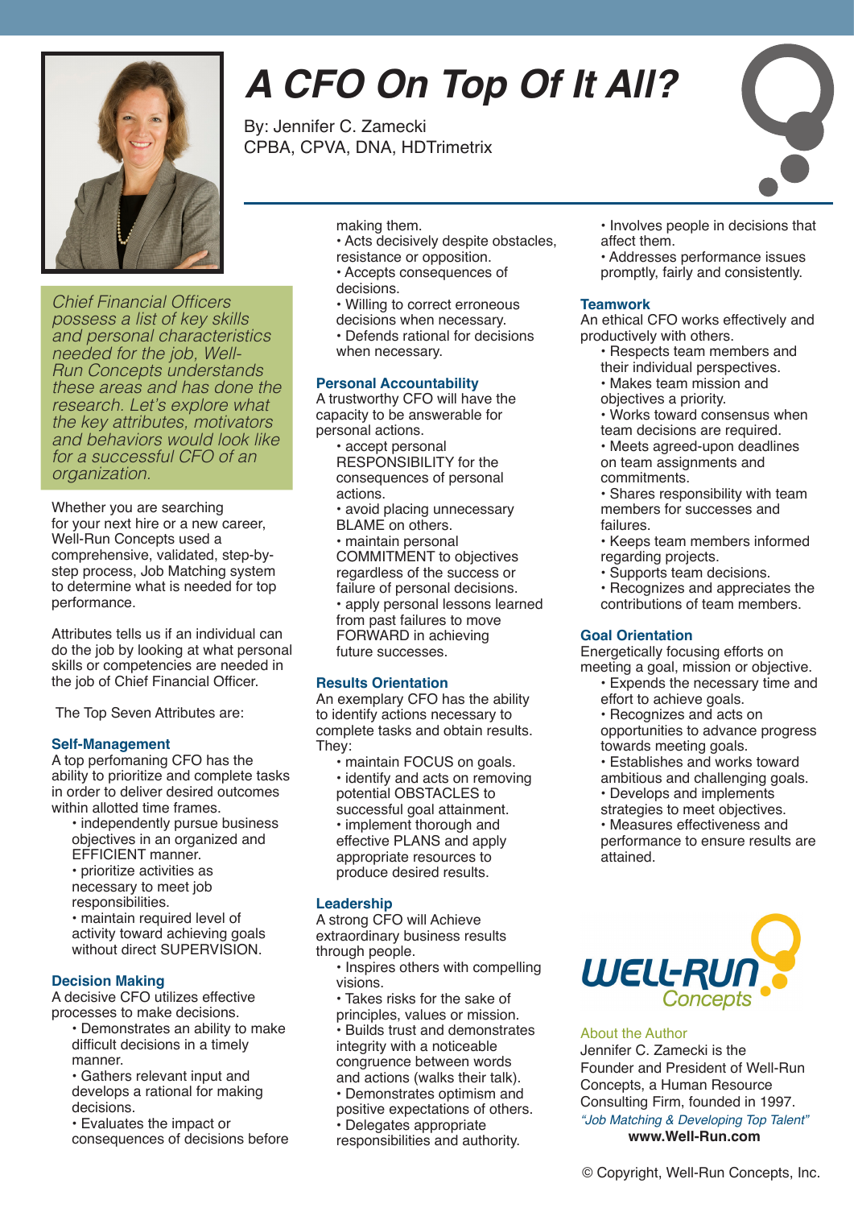# A CFO On Top Of It All?

By: Jennifer C. Zamecki
CPBA, CPVA, DNA, HDTrimetrix

*Chief Financial Officers possess a list of key skills and personal characteristics needed for the job, Well-Run Concepts understands these areas and has done the research. Let's explore what the key attributes, motivators and behaviors would look like for a successful CFO of an organization.*

Whether you are searching for your next hire or a new career, Well-Run Concepts used a comprehensive, validated, step-by-step process, Job Matching system to determine what is needed for top performance.

Attributes tells us if an individual can do the job by looking at what personal skills or competencies are needed in the job of Chief Financial Officer.

The Top Seven Attributes are:

### Self-Management

A top perfomaning CFO has the ability to prioritize and complete tasks in order to deliver desired outcomes within allotted time frames.

- independently pursue business objectives in an organized and EFFICIENT manner.
- prioritize activities as necessary to meet job responsibilities.
- maintain required level of activity toward achieving goals without direct SUPERVISION.

### Decision Making

A decisive CFO utilizes effective processes to make decisions.

- Demonstrates an ability to make difficult decisions in a timely manner.
- Gathers relevant input and develops a rational for making decisions.
- Evaluates the impact or consequences of decisions before making them.
- Acts decisively despite obstacles, resistance or opposition.
- Accepts consequences of decisions.
- Willing to correct erroneous decisions when necessary.
- Defends rational for decisions when necessary.

### Personal Accountability

A trustworthy CFO will have the capacity to be answerable for personal actions.

- accept personal RESPONSIBILITY for the consequences of personal actions.
- avoid placing unnecessary BLAME on others.
- maintain personal COMMITMENT to objectives regardless of the success or failure of personal decisions.
- apply personal lessons learned from past failures to move FORWARD in achieving future successes.

### Results Orientation

An exemplary CFO has the ability to identify actions necessary to complete tasks and obtain results. They:

- maintain FOCUS on goals.
- identify and acts on removing potential OBSTACLES to successful goal attainment.
- implement thorough and effective PLANS and apply appropriate resources to produce desired results.

### Leadership

A strong CFO will Achieve extraordinary business results through people.

- Inspires others with compelling visions.
- Takes risks for the sake of principles, values or mission.
- Builds trust and demonstrates integrity with a noticeable congruence between words and actions (walks their talk).
- Demonstrates optimism and positive expectations of others.
- Delegates appropriate responsibilities and authority.
- Involves people in decisions that affect them.
- Addresses performance issues promptly, fairly and consistently.

### Teamwork

An ethical CFO works effectively and productively with others.

- Respects team members and their individual perspectives.
- Makes team mission and objectives a priority.
- Works toward consensus when team decisions are required.
- Meets agreed-upon deadlines on team assignments and commitments.
- Shares responsibility with team members for successes and failures.
- Keeps team members informed regarding projects.
- Supports team decisions.
- Recognizes and appreciates the contributions of team members.

### Goal Orientation

Energetically focusing efforts on meeting a goal, mission or objective.

- Expends the necessary time and effort to achieve goals.
- Recognizes and acts on opportunities to advance progress towards meeting goals.
- Establishes and works toward ambitious and challenging goals.
- Develops and implements strategies to meet objectives.
- Measures effectiveness and performance to ensure results are attained.

WELL-RUN Concepts

About the Author

Jennifer C. Zamecki is the Founder and President of Well-Run Concepts, a Human Resource Consulting Firm, founded in 1997.

*"Job Matching & Developing Top Talent"*

**www.Well-Run.com**

© Copyright, Well-Run Concepts, Inc.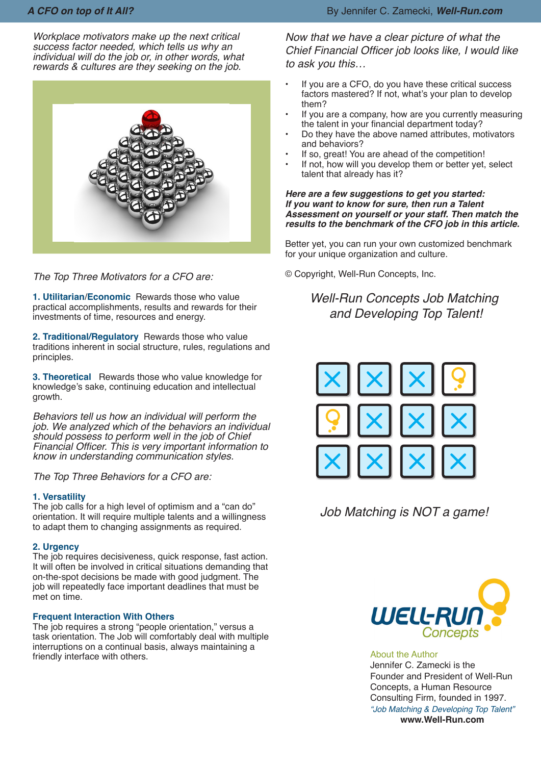*Workplace motivators make up the next critical success factor needed, which tells us why an individual will do the job or, in other words, what rewards & cultures are they seeking on the job.*

*The Top Three Motivators for a CFO are:*

**1. Utilitarian/Economic** Rewards those who value practical accomplishments, results and rewards for their investments of time, resources and energy.

**2. Traditional/Regulatory** Rewards those who value traditions inherent in social structure, rules, regulations and principles.

**3. Theoretical** Rewards those who value knowledge for knowledge's sake, continuing education and intellectual growth.

*Behaviors tell us how an individual will perform the job. We analyzed which of the behaviors an individual should possess to perform well in the job of Chief Financial Officer. This is very important information to know in understanding communication styles.*

*The Top Three Behaviors for a CFO are:*

**1. Versatility**
The job calls for a high level of optimism and a "can do" orientation. It will require multiple talents and a willingness to adapt them to changing assignments as required.

**2. Urgency**
The job requires decisiveness, quick response, fast action. It will often be involved in critical situations demanding that on-the-spot decisions be made with good judgment. The job will repeatedly face important deadlines that must be met on time.

**Frequent Interaction With Others**
The job requires a strong "people orientation," versus a task orientation. The Job will comfortably deal with multiple interruptions on a continual basis, always maintaining a friendly interface with others.

*Now that we have a clear picture of what the Chief Financial Officer job looks like, I would like to ask you this…*

- If you are a CFO, do you have these critical success factors mastered? If not, what's your plan to develop them?
- If you are a company, how are you currently measuring the talent in your financial department today?
- Do they have the above named attributes, motivators and behaviors?
- If so, great! You are ahead of the competition!
- If not, how will you develop them or better yet, select talent that already has it?

***Here are a few suggestions to get you started: If you want to know for sure, then run a Talent Assessment on yourself or your staff. Then match the results to the benchmark of the CFO job in this article.***

Better yet, you can run your own customized benchmark for your unique organization and culture.

© Copyright, Well-Run Concepts, Inc.

*Well-Run Concepts Job Matching and Developing Top Talent!*

*Job Matching is NOT a game!*

WELL-RUN Concepts

About the Author
Jennifer C. Zamecki is the Founder and President of Well-Run Concepts, a Human Resource Consulting Firm, founded in 1997.
*"Job Matching & Developing Top Talent"*
**www.Well-Run.com**